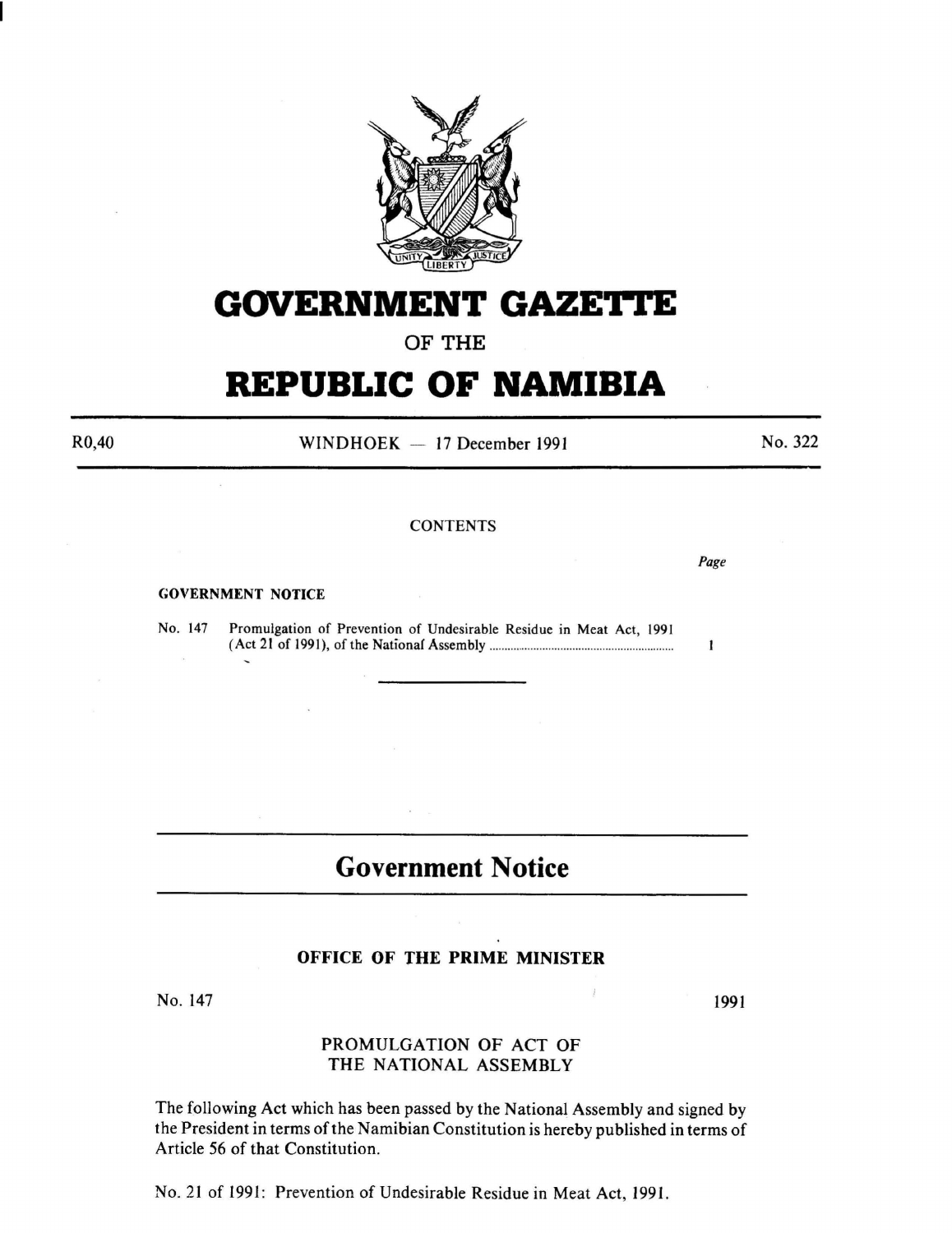# GOVERNMENT GAZETTE

OF THE

# REPUBLIC OF NAMIBIA

R0,40 WINDHOEK — 17 December 1991 No. 322

CONTENTS

| | Page |
|---|---|
| **GOVERNMENT NOTICE** | |
| No. 147 Promulgation of Prevention of Undesirable Residue in Meat Act, 1991 (Act 21 of 1991), of the National Assembly ........................................ | 1 |

---

## Government Notice

### OFFICE OF THE PRIME MINISTER

No. 147 1991

PROMULGATION OF ACT OF THE NATIONAL ASSEMBLY

The following Act which has been passed by the National Assembly and signed by the President in terms of the Namibian Constitution is hereby published in terms of Article 56 of that Constitution.

No. 21 of 1991: Prevention of Undesirable Residue in Meat Act, 1991.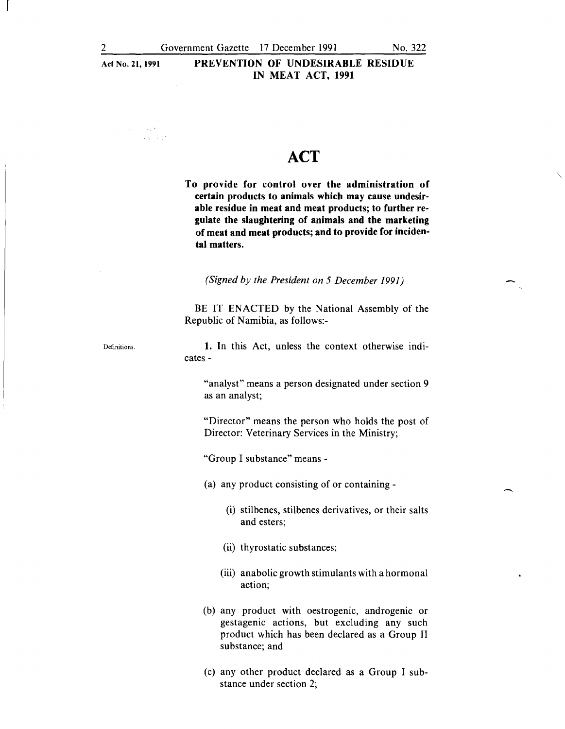# ACT

**To provide for control over the administration of certain products to animals which may cause undesirable residue in meat and meat products; to further regulate the slaughtering of animals and the marketing of meat and meat products; and to provide for incidental matters.**

*(Signed by the President on 5 December 1991)*

BE IT ENACTED by the National Assembly of the Republic of Namibia, as follows:-

Definitions.

**1.** In this Act, unless the context otherwise indicates -

"analyst" means a person designated under section 9 as an analyst;

"Director" means the person who holds the post of Director: Veterinary Services in the Ministry;

"Group I substance" means -

(a) any product consisting of or containing -

(i) stilbenes, stilbenes derivatives, or their salts and esters;

(ii) thyrostatic substances;

(iii) anabolic growth stimulants with a hormonal action;

(b) any product with oestrogenic, androgenic or gestagenic actions, but excluding any such product which has been declared as a Group II substance; and

(c) any other product declared as a Group I substance under section 2;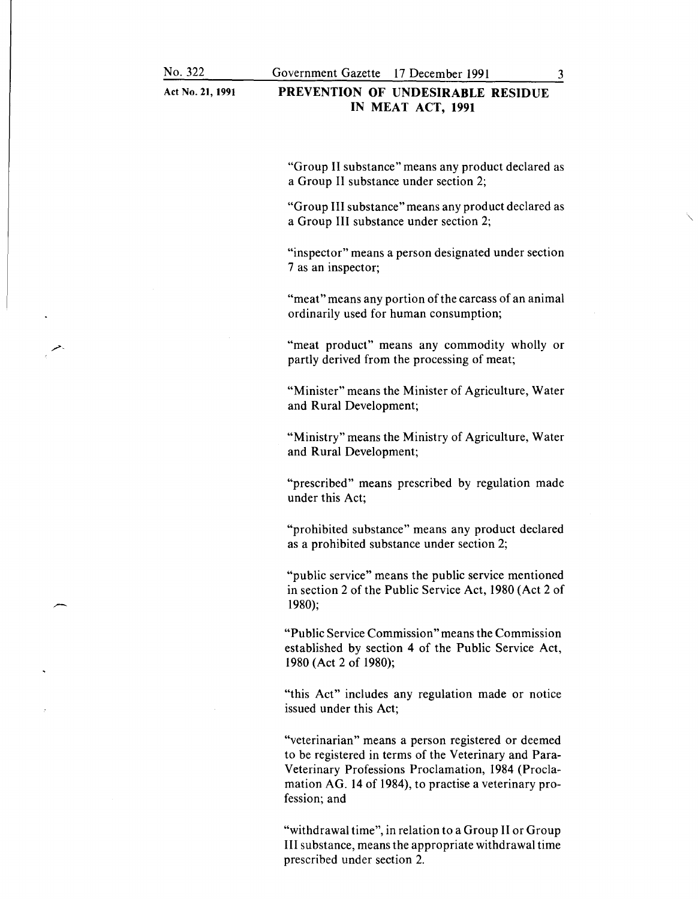"Group II substance" means any product declared as a Group II substance under section 2;

"Group III substance" means any product declared as a Group III substance under section 2;

"inspector" means a person designated under section 7 as an inspector;

"meat" means any portion of the carcass of an animal ordinarily used for human consumption;

"meat product" means any commodity wholly or partly derived from the processing of meat;

"Minister" means the Minister of Agriculture, Water and Rural Development;

"Ministry" means the Ministry of Agriculture, Water and Rural Development;

"prescribed" means prescribed by regulation made under this Act;

"prohibited substance" means any product declared as a prohibited substance under section 2;

"public service" means the public service mentioned in section 2 of the Public Service Act, 1980 (Act 2 of 1980);

"Public Service Commission" means the Commission established by section 4 of the Public Service Act, 1980 (Act 2 of 1980);

"this Act" includes any regulation made or notice issued under this Act;

"veterinarian" means a person registered or deemed to be registered in terms of the Veterinary and Para-Veterinary Professions Proclamation, 1984 (Proclamation AG. 14 of 1984), to practise a veterinary profession; and

"withdrawal time", in relation to a Group II or Group III substance, means the appropriate withdrawal time prescribed under section 2.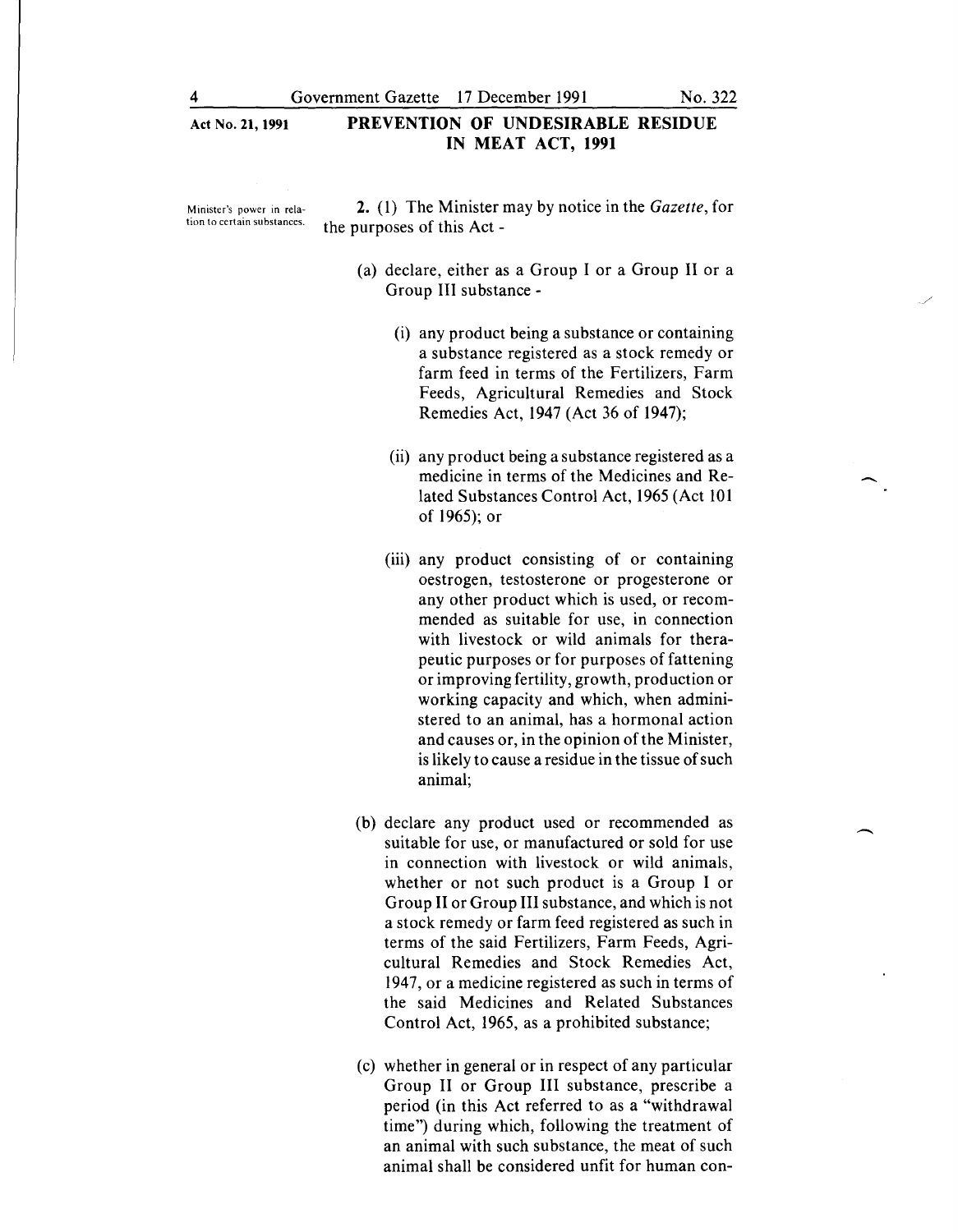Minister's power in relation to certain substances.

**2.** (1) The Minister may by notice in the *Gazette*, for the purposes of this Act -

(a) declare, either as a Group I or a Group II or a Group III substance -

(i) any product being a substance or containing a substance registered as a stock remedy or farm feed in terms of the Fertilizers, Farm Feeds, Agricultural Remedies and Stock Remedies Act, 1947 (Act 36 of 1947);

(ii) any product being a substance registered as a medicine in terms of the Medicines and Related Substances Control Act, 1965 (Act 101 of 1965); or

(iii) any product consisting of or containing oestrogen, testosterone or progesterone or any other product which is used, or recommended as suitable for use, in connection with livestock or wild animals for therapeutic purposes or for purposes of fattening or improving fertility, growth, production or working capacity and which, when administered to an animal, has a hormonal action and causes or, in the opinion of the Minister, is likely to cause a residue in the tissue of such animal;

(b) declare any product used or recommended as suitable for use, or manufactured or sold for use in connection with livestock or wild animals, whether or not such product is a Group I or Group II or Group III substance, and which is not a stock remedy or farm feed registered as such in terms of the said Fertilizers, Farm Feeds, Agricultural Remedies and Stock Remedies Act, 1947, or a medicine registered as such in terms of the said Medicines and Related Substances Control Act, 1965, as a prohibited substance;

(c) whether in general or in respect of any particular Group II or Group III substance, prescribe a period (in this Act referred to as a "withdrawal time") during which, following the treatment of an animal with such substance, the meat of such animal shall be considered unfit for human con-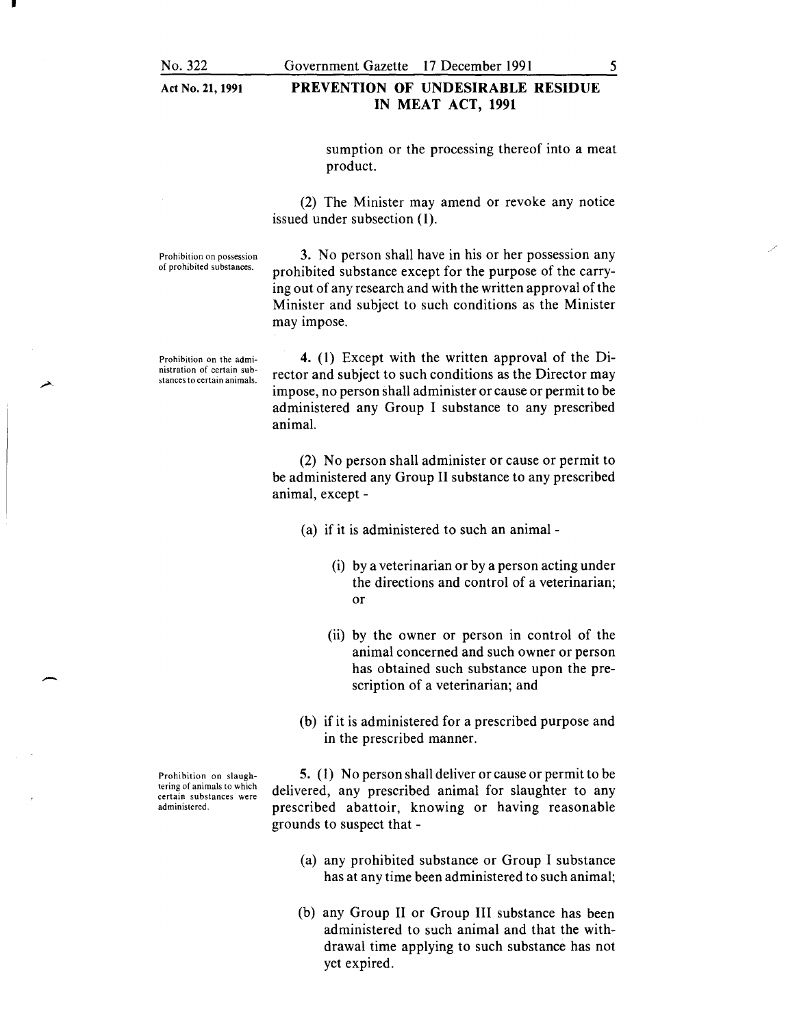sumption or the processing thereof into a meat product.

(2) The Minister may amend or revoke any notice issued under subsection (1).

*Prohibition on possession of prohibited substances.*

**3.** No person shall have in his or her possession any prohibited substance except for the purpose of the carrying out of any research and with the written approval of the Minister and subject to such conditions as the Minister may impose.

*Prohibition on the administration of certain substances to certain animals.*

**4.** (1) Except with the written approval of the Director and subject to such conditions as the Director may impose, no person shall administer or cause or permit to be administered any Group I substance to any prescribed animal.

(2) No person shall administer or cause or permit to be administered any Group II substance to any prescribed animal, except -

(a) if it is administered to such an animal -

(i) by a veterinarian or by a person acting under the directions and control of a veterinarian; or

(ii) by the owner or person in control of the animal concerned and such owner or person has obtained such substance upon the prescription of a veterinarian; and

(b) if it is administered for a prescribed purpose and in the prescribed manner.

*Prohibition on slaughtering of animals to which certain substances were administered.*

**5.** (1) No person shall deliver or cause or permit to be delivered, any prescribed animal for slaughter to any prescribed abattoir, knowing or having reasonable grounds to suspect that -

(a) any prohibited substance or Group I substance has at any time been administered to such animal;

(b) any Group II or Group III substance has been administered to such animal and that the withdrawal time applying to such substance has not yet expired.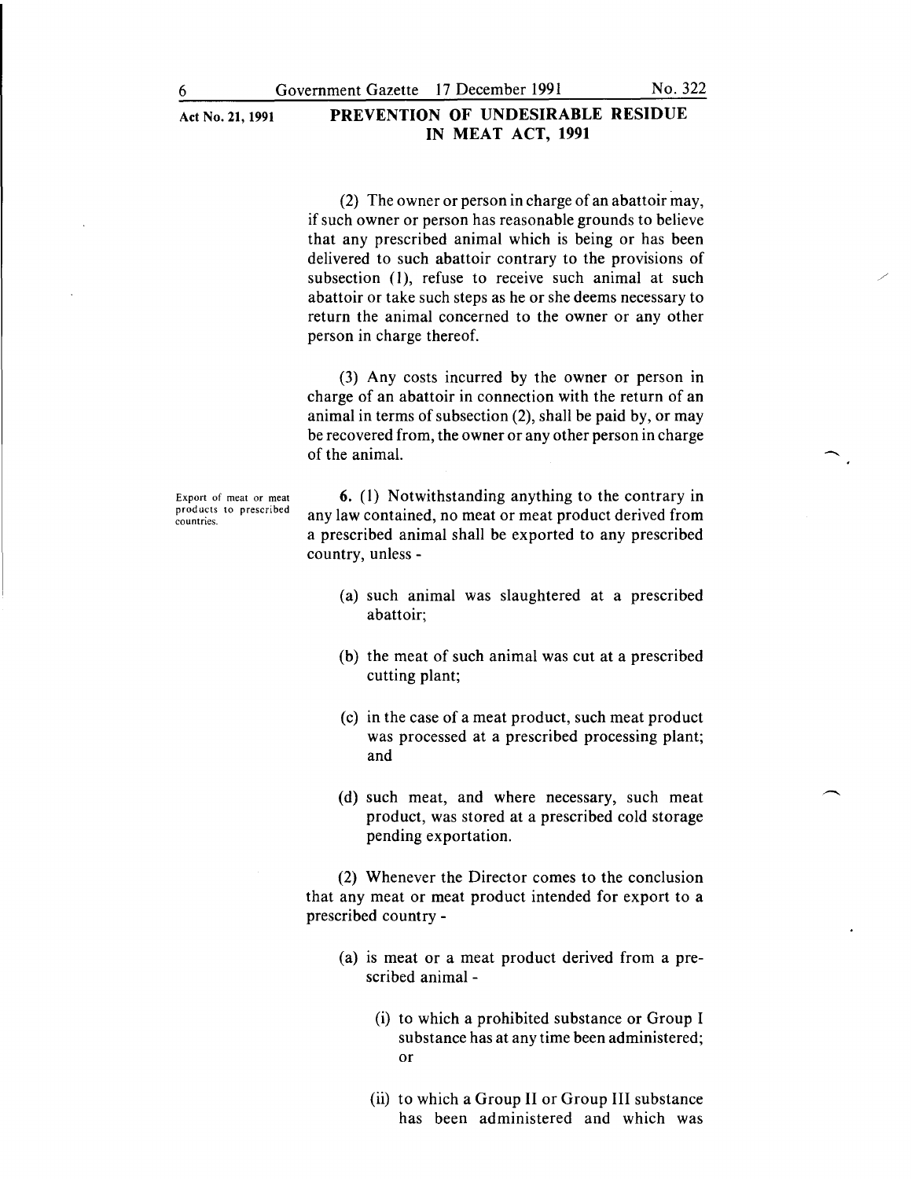(2) The owner or person in charge of an abattoir may, if such owner or person has reasonable grounds to believe that any prescribed animal which is being or has been delivered to such abattoir contrary to the provisions of subsection (1), refuse to receive such animal at such abattoir or take such steps as he or she deems necessary to return the animal concerned to the owner or any other person in charge thereof.

(3) Any costs incurred by the owner or person in charge of an abattoir in connection with the return of an animal in terms of subsection (2), shall be paid by, or may be recovered from, the owner or any other person in charge of the animal.

Export of meat or meat products to prescribed countries.

**6.** (1) Notwithstanding anything to the contrary in any law contained, no meat or meat product derived from a prescribed animal shall be exported to any prescribed country, unless -

(a) such animal was slaughtered at a prescribed abattoir;

(b) the meat of such animal was cut at a prescribed cutting plant;

(c) in the case of a meat product, such meat product was processed at a prescribed processing plant; and

(d) such meat, and where necessary, such meat product, was stored at a prescribed cold storage pending exportation.

(2) Whenever the Director comes to the conclusion that any meat or meat product intended for export to a prescribed country -

(a) is meat or a meat product derived from a prescribed animal -

(i) to which a prohibited substance or Group I substance has at any time been administered; or

(ii) to which a Group II or Group III substance has been administered and which was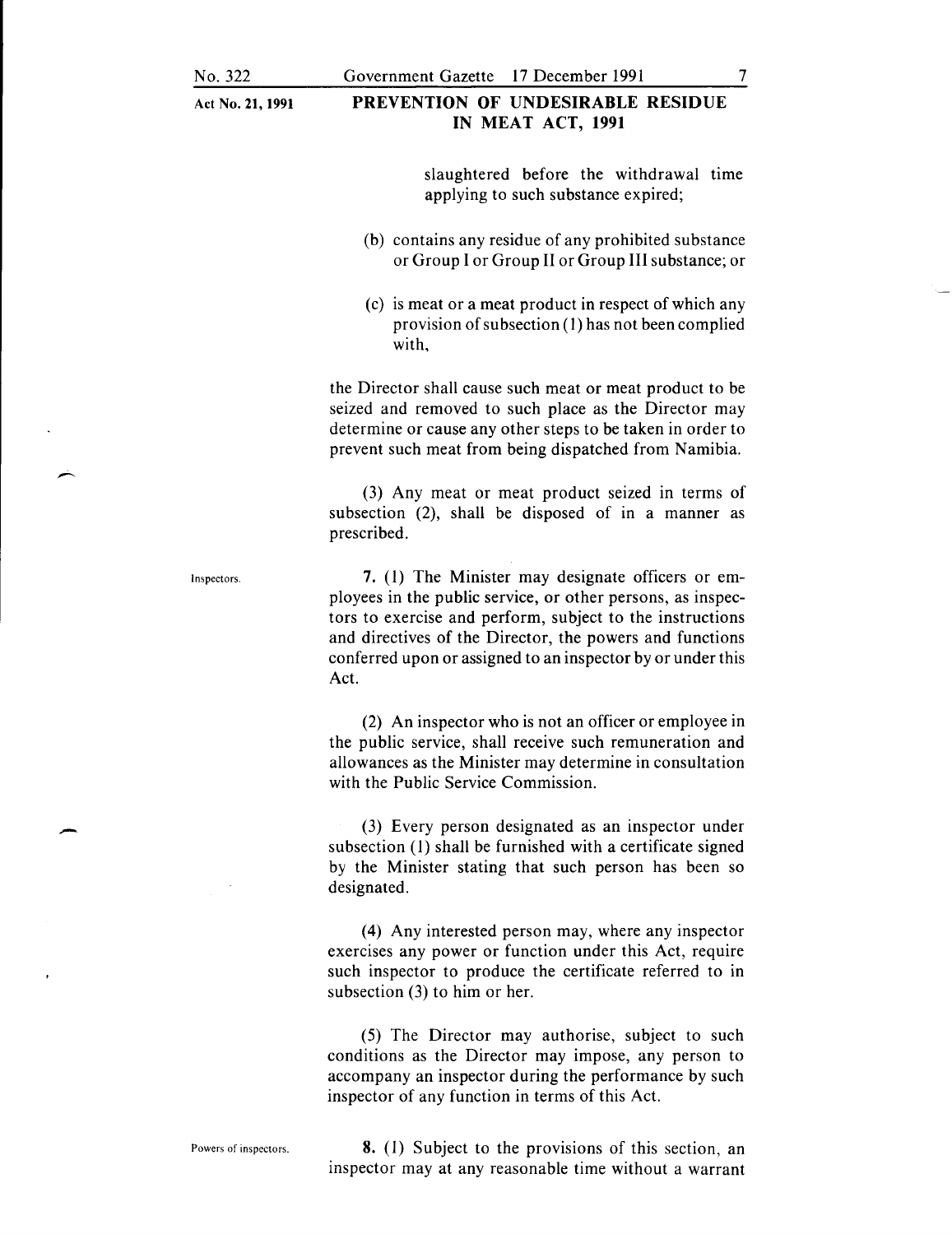slaughtered before the withdrawal time applying to such substance expired;

(b) contains any residue of any prohibited substance or Group I or Group II or Group III substance; or

(c) is meat or a meat product in respect of which any provision of subsection (1) has not been complied with,

the Director shall cause such meat or meat product to be seized and removed to such place as the Director may determine or cause any other steps to be taken in order to prevent such meat from being dispatched from Namibia.

(3) Any meat or meat product seized in terms of subsection (2), shall be disposed of in a manner as prescribed.

Inspectors.

**7.** (1) The Minister may designate officers or employees in the public service, or other persons, as inspectors to exercise and perform, subject to the instructions and directives of the Director, the powers and functions conferred upon or assigned to an inspector by or under this Act.

(2) An inspector who is not an officer or employee in the public service, shall receive such remuneration and allowances as the Minister may determine in consultation with the Public Service Commission.

(3) Every person designated as an inspector under subsection (1) shall be furnished with a certificate signed by the Minister stating that such person has been so designated.

(4) Any interested person may, where any inspector exercises any power or function under this Act, require such inspector to produce the certificate referred to in subsection (3) to him or her.

(5) The Director may authorise, subject to such conditions as the Director may impose, any person to accompany an inspector during the performance by such inspector of any function in terms of this Act.

Powers of inspectors.

**8.** (1) Subject to the provisions of this section, an inspector may at any reasonable time without a warrant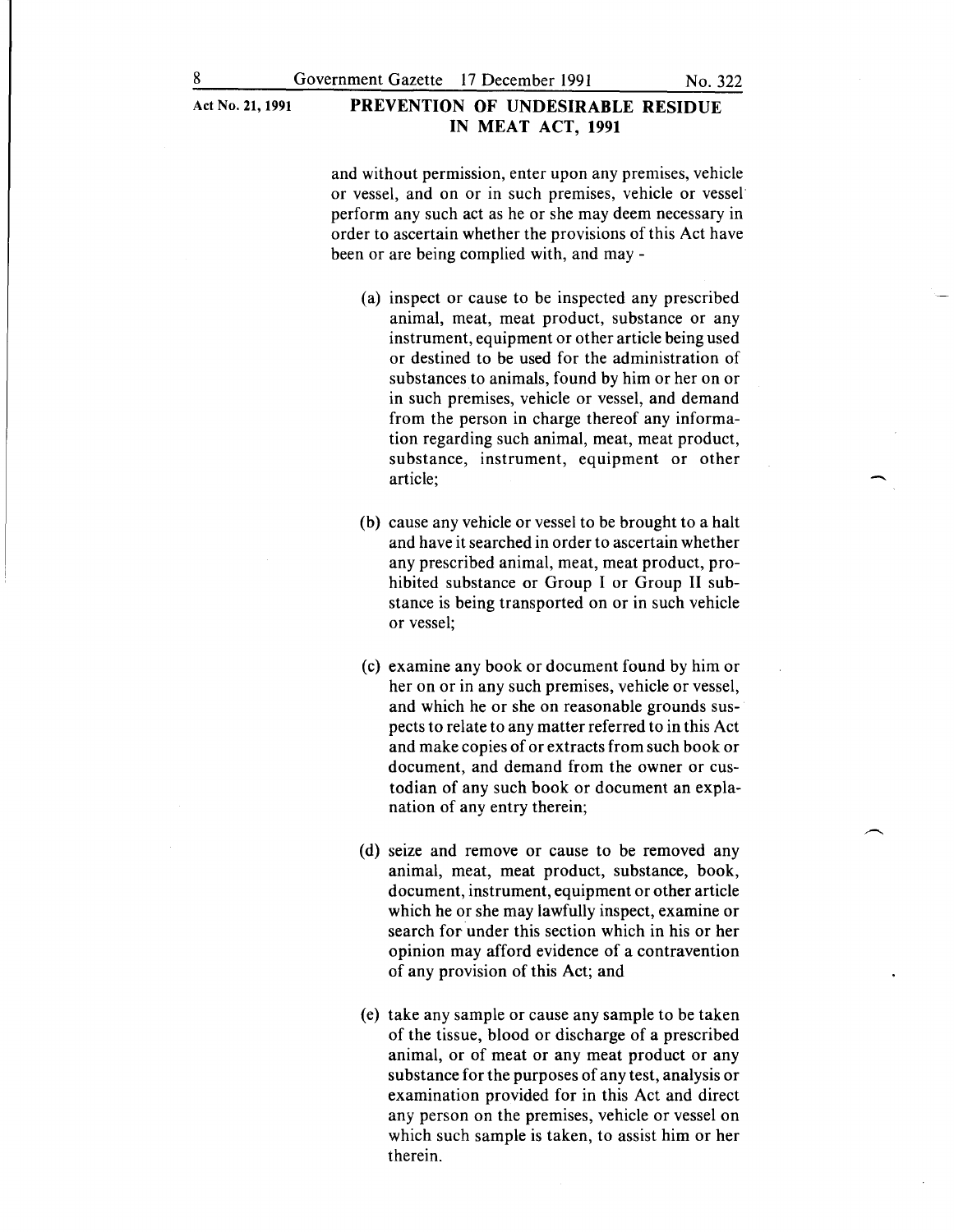and without permission, enter upon any premises, vehicle or vessel, and on or in such premises, vehicle or vessel perform any such act as he or she may deem necessary in order to ascertain whether the provisions of this Act have been or are being complied with, and may -

(a) inspect or cause to be inspected any prescribed animal, meat, meat product, substance or any instrument, equipment or other article being used or destined to be used for the administration of substances to animals, found by him or her on or in such premises, vehicle or vessel, and demand from the person in charge thereof any information regarding such animal, meat, meat product, substance, instrument, equipment or other article;

(b) cause any vehicle or vessel to be brought to a halt and have it searched in order to ascertain whether any prescribed animal, meat, meat product, prohibited substance or Group I or Group II substance is being transported on or in such vehicle or vessel;

(c) examine any book or document found by him or her on or in any such premises, vehicle or vessel, and which he or she on reasonable grounds suspects to relate to any matter referred to in this Act and make copies of or extracts from such book or document, and demand from the owner or custodian of any such book or document an explanation of any entry therein;

(d) seize and remove or cause to be removed any animal, meat, meat product, substance, book, document, instrument, equipment or other article which he or she may lawfully inspect, examine or search for under this section which in his or her opinion may afford evidence of a contravention of any provision of this Act; and

(e) take any sample or cause any sample to be taken of the tissue, blood or discharge of a prescribed animal, or of meat or any meat product or any substance for the purposes of any test, analysis or examination provided for in this Act and direct any person on the premises, vehicle or vessel on which such sample is taken, to assist him or her therein.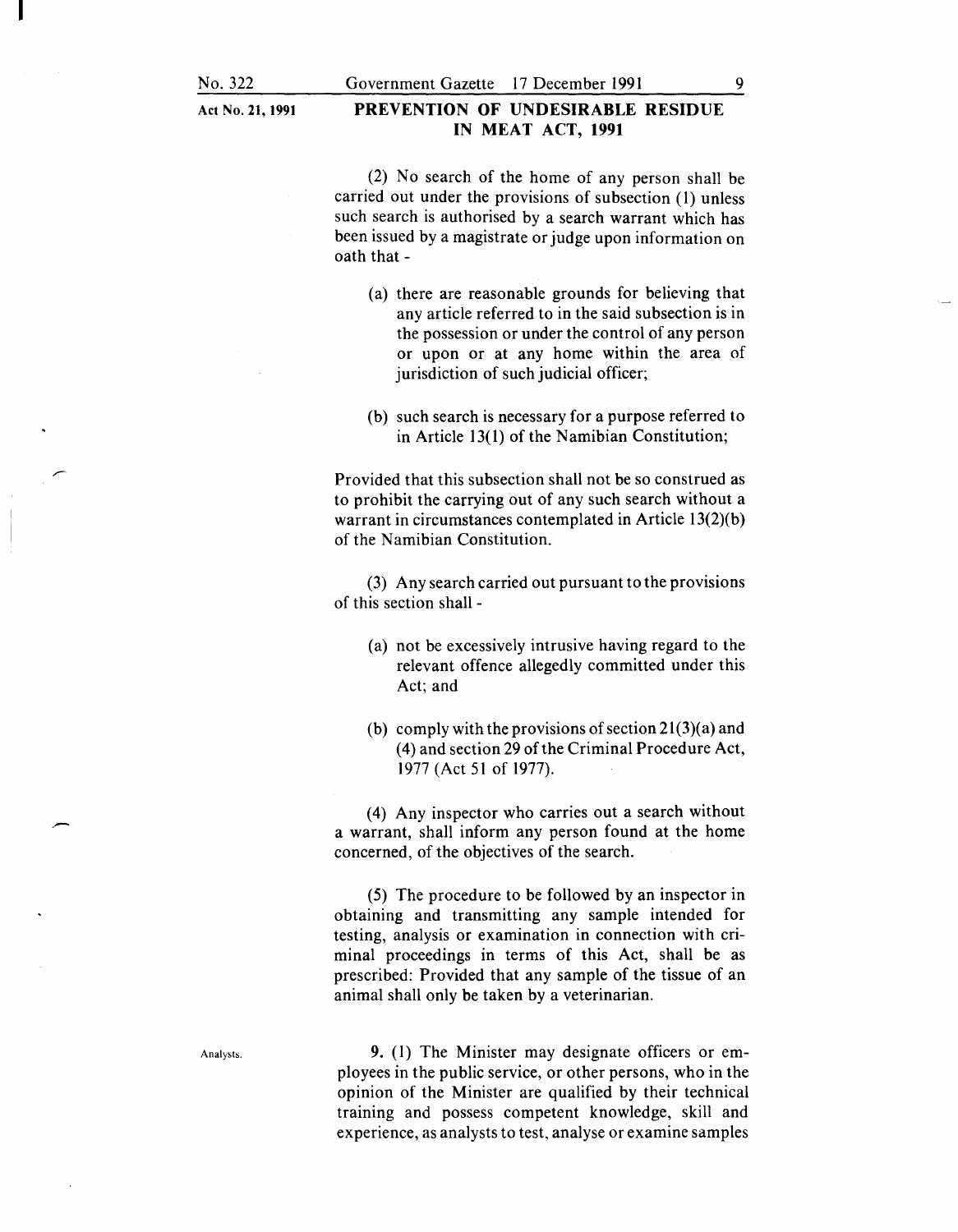(2) No search of the home of any person shall be carried out under the provisions of subsection (1) unless such search is authorised by a search warrant which has been issued by a magistrate or judge upon information on oath that -

(a) there are reasonable grounds for believing that any article referred to in the said subsection is in the possession or under the control of any person or upon or at any home within the area of jurisdiction of such judicial officer;

(b) such search is necessary for a purpose referred to in Article 13(1) of the Namibian Constitution;

Provided that this subsection shall not be so construed as to prohibit the carrying out of any such search without a warrant in circumstances contemplated in Article 13(2)(b) of the Namibian Constitution.

(3) Any search carried out pursuant to the provisions of this section shall -

(a) not be excessively intrusive having regard to the relevant offence allegedly committed under this Act; and

(b) comply with the provisions of section 21(3)(a) and (4) and section 29 of the Criminal Procedure Act, 1977 (Act 51 of 1977).

(4) Any inspector who carries out a search without a warrant, shall inform any person found at the home concerned, of the objectives of the search.

(5) The procedure to be followed by an inspector in obtaining and transmitting any sample intended for testing, analysis or examination in connection with criminal proceedings in terms of this Act, shall be as prescribed: Provided that any sample of the tissue of an animal shall only be taken by a veterinarian.

Analysts.

**9.** (1) The Minister may designate officers or employees in the public service, or other persons, who in the opinion of the Minister are qualified by their technical training and possess competent knowledge, skill and experience, as analysts to test, analyse or examine samples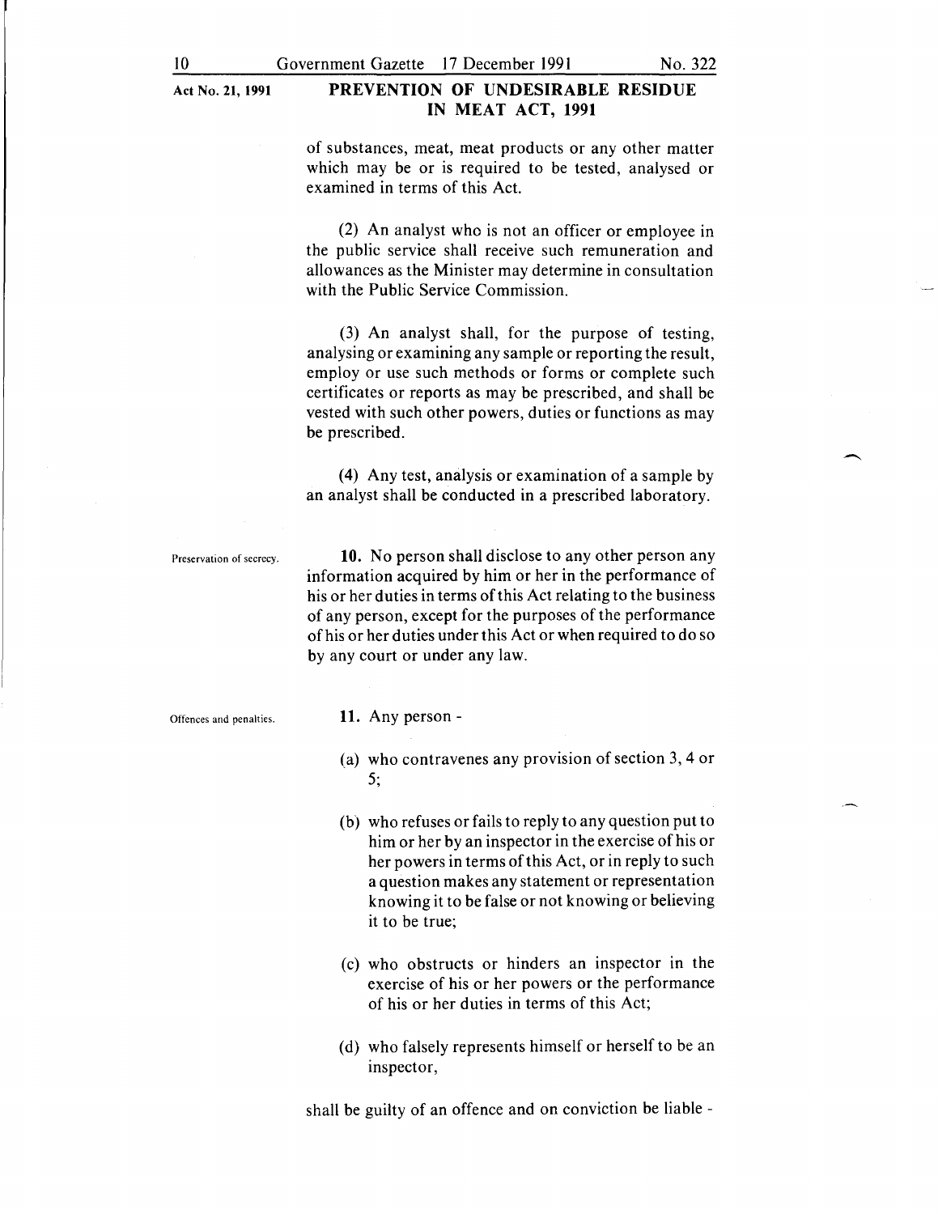of substances, meat, meat products or any other matter which may be or is required to be tested, analysed or examined in terms of this Act.

(2) An analyst who is not an officer or employee in the public service shall receive such remuneration and allowances as the Minister may determine in consultation with the Public Service Commission.

(3) An analyst shall, for the purpose of testing, analysing or examining any sample or reporting the result, employ or use such methods or forms or complete such certificates or reports as may be prescribed, and shall be vested with such other powers, duties or functions as may be prescribed.

(4) Any test, analysis or examination of a sample by an analyst shall be conducted in a prescribed laboratory.

Preservation of secrecy.

**10.** No person shall disclose to any other person any information acquired by him or her in the performance of his or her duties in terms of this Act relating to the business of any person, except for the purposes of the performance of his or her duties under this Act or when required to do so by any court or under any law.

Offences and penalties.

**11.** Any person -

(a) who contravenes any provision of section 3, 4 or 5;

(b) who refuses or fails to reply to any question put to him or her by an inspector in the exercise of his or her powers in terms of this Act, or in reply to such a question makes any statement or representation knowing it to be false or not knowing or believing it to be true;

(c) who obstructs or hinders an inspector in the exercise of his or her powers or the performance of his or her duties in terms of this Act;

(d) who falsely represents himself or herself to be an inspector,

shall be guilty of an offence and on conviction be liable -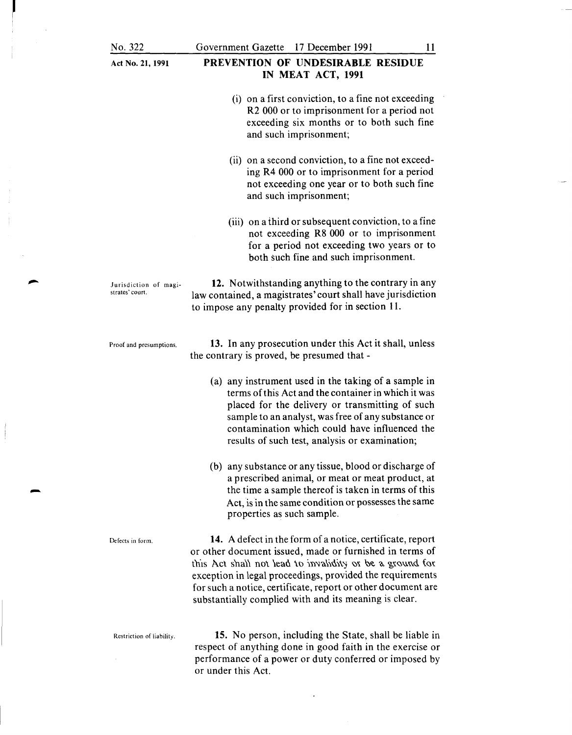(i) on a first conviction, to a fine not exceeding R2 000 or to imprisonment for a period not exceeding six months or to both such fine and such imprisonment;

(ii) on a second conviction, to a fine not exceeding R4 000 or to imprisonment for a period not exceeding one year or to both such fine and such imprisonment;

(iii) on a third or subsequent conviction, to a fine not exceeding R8 000 or to imprisonment for a period not exceeding two years or to both such fine and such imprisonment.

Jurisdiction of magistrates' court.

**12.** Notwithstanding anything to the contrary in any law contained, a magistrates' court shall have jurisdiction to impose any penalty provided for in section 11.

Proof and presumptions.

**13.** In any prosecution under this Act it shall, unless the contrary is proved, be presumed that -

(a) any instrument used in the taking of a sample in terms of this Act and the container in which it was placed for the delivery or transmitting of such sample to an analyst, was free of any substance or contamination which could have influenced the results of such test, analysis or examination;

(b) any substance or any tissue, blood or discharge of a prescribed animal, or meat or meat product, at the time a sample thereof is taken in terms of this Act, is in the same condition or possesses the same properties as such sample.

Defects in form.

**14.** A defect in the form of a notice, certificate, report or other document issued, made or furnished in terms of this Act shall not lead to invalidity or be a ground for exception in legal proceedings, provided the requirements for such a notice, certificate, report or other document are substantially complied with and its meaning is clear.

Restriction of liability.

**15.** No person, including the State, shall be liable in respect of anything done in good faith in the exercise or performance of a power or duty conferred or imposed by or under this Act.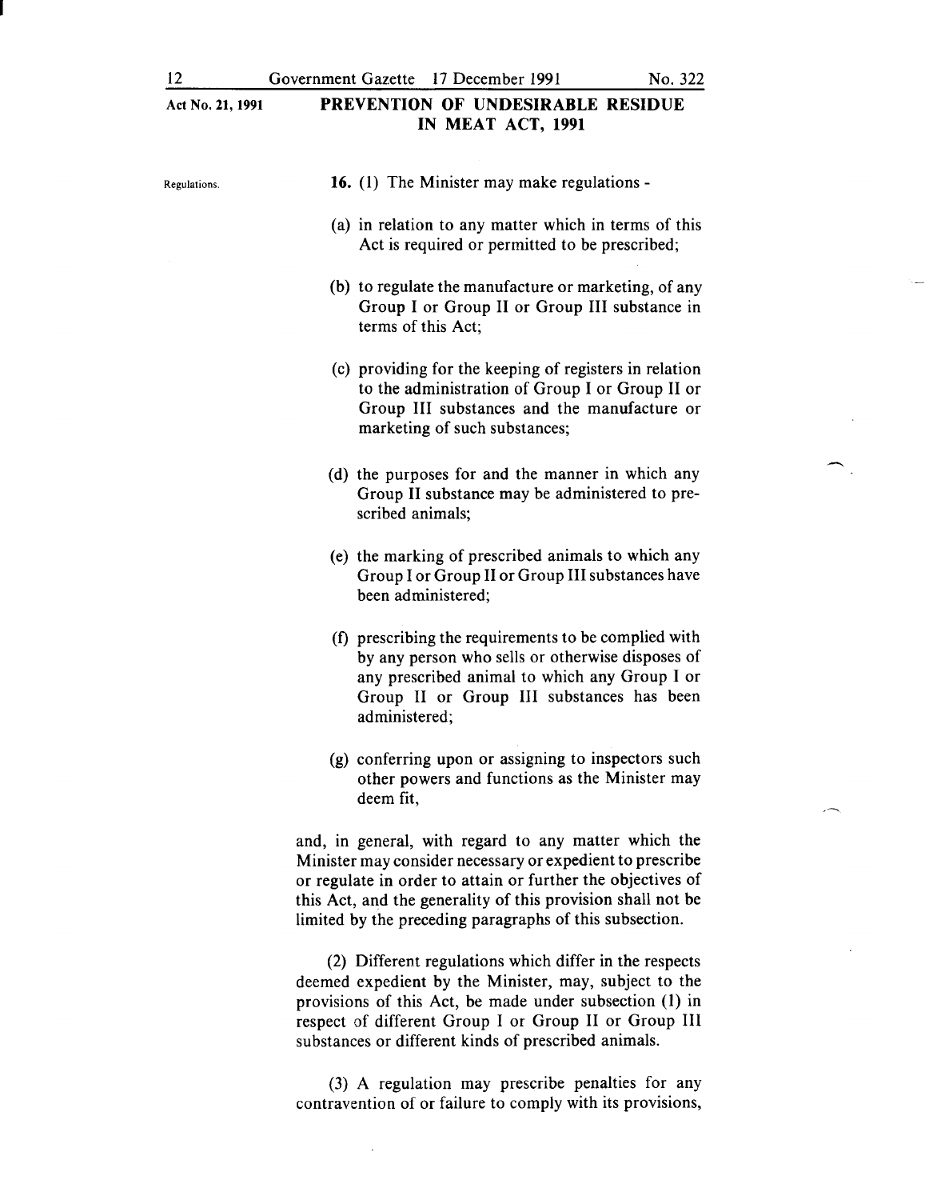Regulations.

**16.** (1) The Minister may make regulations -

(a) in relation to any matter which in terms of this Act is required or permitted to be prescribed;

(b) to regulate the manufacture or marketing, of any Group I or Group II or Group III substance in terms of this Act;

(c) providing for the keeping of registers in relation to the administration of Group I or Group II or Group III substances and the manufacture or marketing of such substances;

(d) the purposes for and the manner in which any Group II substance may be administered to prescribed animals;

(e) the marking of prescribed animals to which any Group I or Group II or Group III substances have been administered;

(f) prescribing the requirements to be complied with by any person who sells or otherwise disposes of any prescribed animal to which any Group I or Group II or Group III substances has been administered;

(g) conferring upon or assigning to inspectors such other powers and functions as the Minister may deem fit,

and, in general, with regard to any matter which the Minister may consider necessary or expedient to prescribe or regulate in order to attain or further the objectives of this Act, and the generality of this provision shall not be limited by the preceding paragraphs of this subsection.

(2) Different regulations which differ in the respects deemed expedient by the Minister, may, subject to the provisions of this Act, be made under subsection (1) in respect of different Group I or Group II or Group III substances or different kinds of prescribed animals.

(3) A regulation may prescribe penalties for any contravention of or failure to comply with its provisions,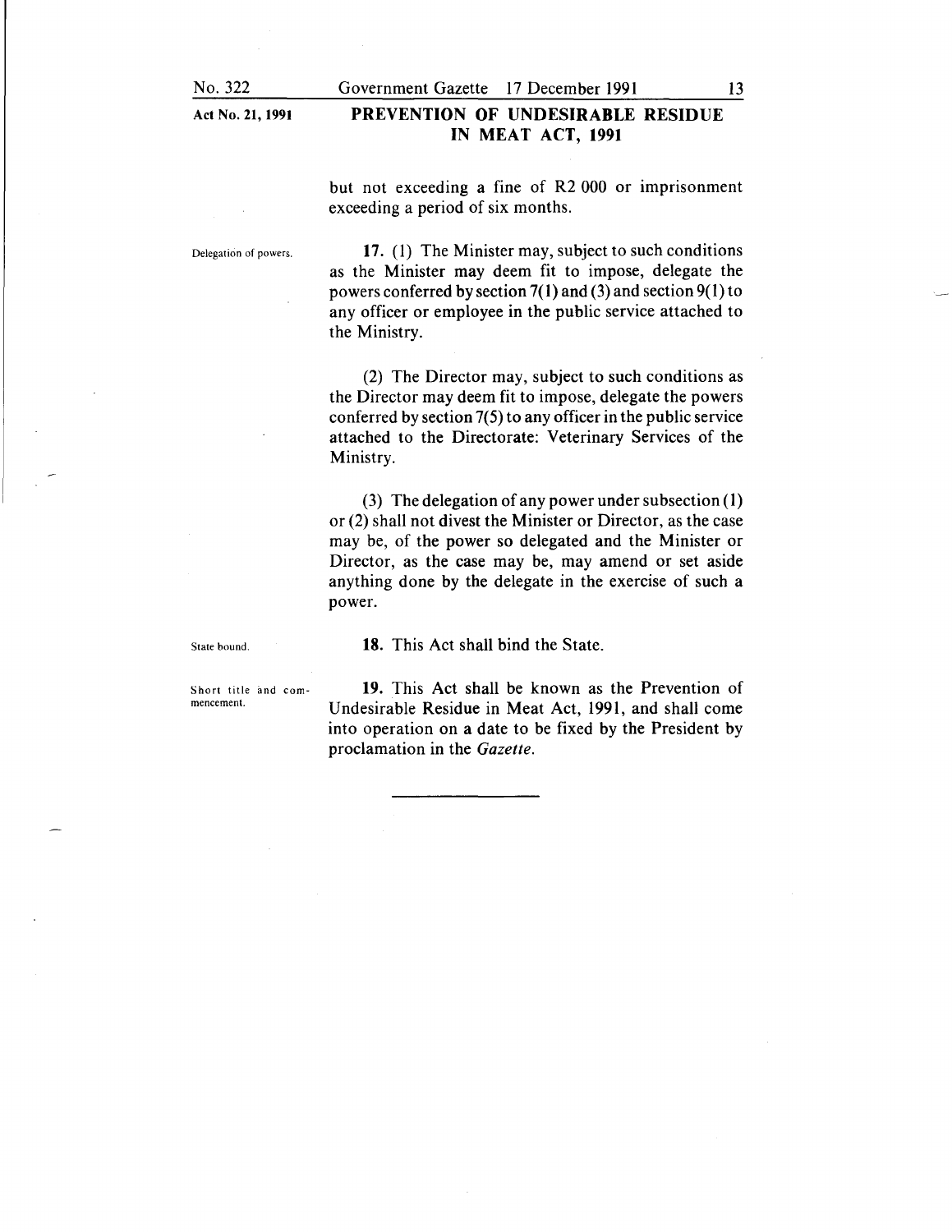but not exceeding a fine of R2 000 or imprisonment exceeding a period of six months.

Delegation of powers.

**17.** (1) The Minister may, subject to such conditions as the Minister may deem fit to impose, delegate the powers conferred by section 7(1) and (3) and section 9(1) to any officer or employee in the public service attached to the Ministry.

(2) The Director may, subject to such conditions as the Director may deem fit to impose, delegate the powers conferred by section 7(5) to any officer in the public service attached to the Directorate: Veterinary Services of the Ministry.

(3) The delegation of any power under subsection (1) or (2) shall not divest the Minister or Director, as the case may be, of the power so delegated and the Minister or Director, as the case may be, may amend or set aside anything done by the delegate in the exercise of such a power.

State bound.

**18.** This Act shall bind the State.

Short title and commencement.

**19.** This Act shall be known as the Prevention of Undesirable Residue in Meat Act, 1991, and shall come into operation on a date to be fixed by the President by proclamation in the *Gazette*.